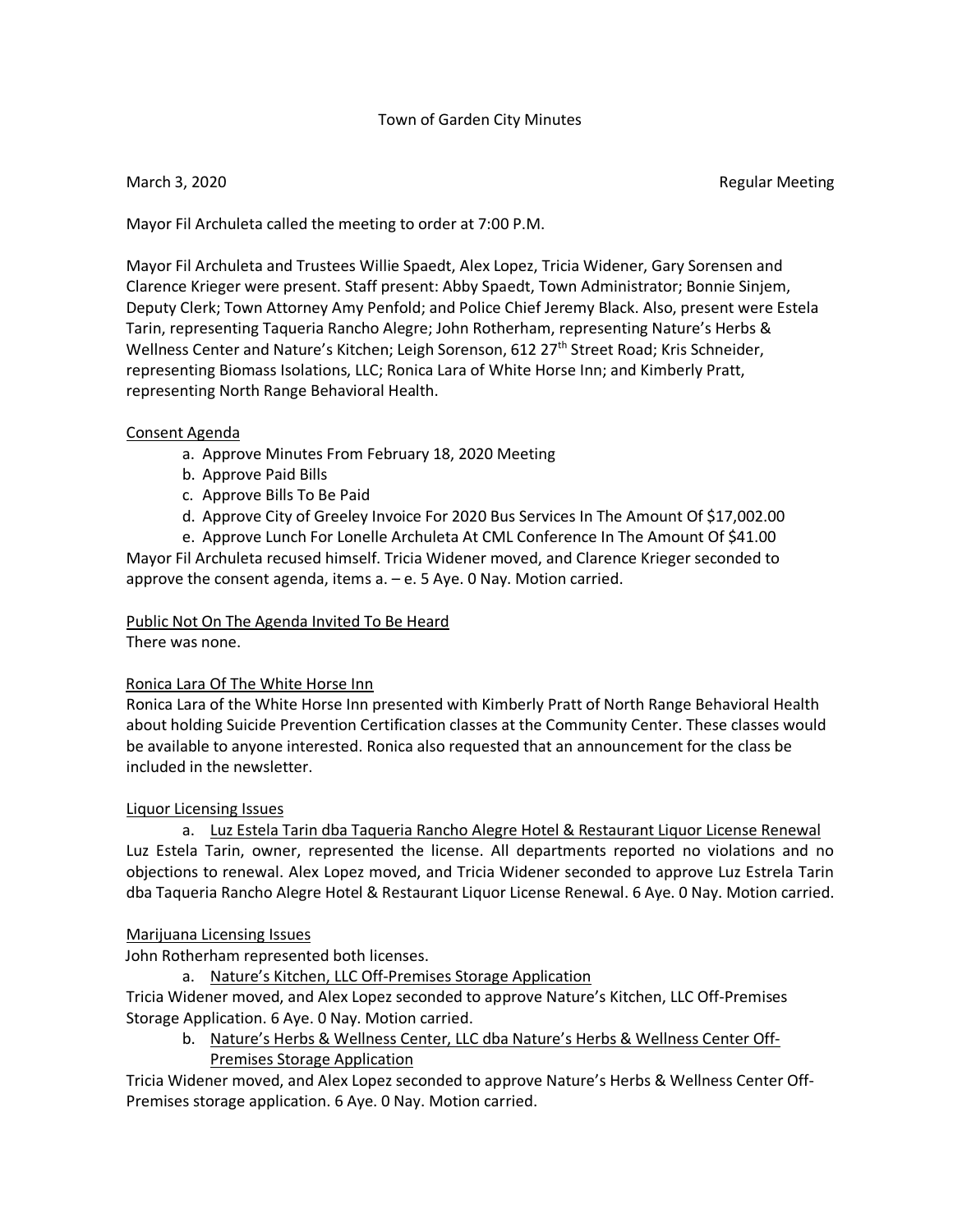# Town of Garden City Minutes

March 3, 2020 Regular Meeting

Mayor Fil Archuleta called the meeting to order at 7:00 P.M.

Mayor Fil Archuleta and Trustees Willie Spaedt, Alex Lopez, Tricia Widener, Gary Sorensen and Clarence Krieger were present. Staff present: Abby Spaedt, Town Administrator; Bonnie Sinjem, Deputy Clerk; Town Attorney Amy Penfold; and Police Chief Jeremy Black. Also, present were Estela Tarin, representing Taqueria Rancho Alegre; John Rotherham, representing Nature's Herbs & Wellness Center and Nature's Kitchen; Leigh Sorenson, 612 27th Street Road; Kris Schneider, representing Biomass Isolations, LLC; Ronica Lara of White Horse Inn; and Kimberly Pratt, representing North Range Behavioral Health.

## Consent Agenda

a. Approve Minutes From February 18, 2020 Meeting
b. Approve Paid Bills
c. Approve Bills To Be Paid
d. Approve City of Greeley Invoice For 2020 Bus Services In The Amount Of $17,002.00
e. Approve Lunch For Lonelle Archuleta At CML Conference In The Amount Of $41.00

Mayor Fil Archuleta recused himself. Tricia Widener moved, and Clarence Krieger seconded to approve the consent agenda, items a. – e. 5 Aye. 0 Nay. Motion carried.

## Public Not On The Agenda Invited To Be Heard

There was none.

## Ronica Lara Of The White Horse Inn

Ronica Lara of the White Horse Inn presented with Kimberly Pratt of North Range Behavioral Health about holding Suicide Prevention Certification classes at the Community Center. These classes would be available to anyone interested. Ronica also requested that an announcement for the class be included in the newsletter.

## Liquor Licensing Issues

a. Luz Estela Tarin dba Taqueria Rancho Alegre Hotel & Restaurant Liquor License Renewal

Luz Estela Tarin, owner, represented the license. All departments reported no violations and no objections to renewal. Alex Lopez moved, and Tricia Widener seconded to approve Luz Estrela Tarin dba Taqueria Rancho Alegre Hotel & Restaurant Liquor License Renewal. 6 Aye. 0 Nay. Motion carried.

## Marijuana Licensing Issues

John Rotherham represented both licenses.

a. Nature's Kitchen, LLC Off-Premises Storage Application

Tricia Widener moved, and Alex Lopez seconded to approve Nature's Kitchen, LLC Off-Premises Storage Application. 6 Aye. 0 Nay. Motion carried.

b. Nature's Herbs & Wellness Center, LLC dba Nature's Herbs & Wellness Center Off-Premises Storage Application

Tricia Widener moved, and Alex Lopez seconded to approve Nature's Herbs & Wellness Center Off-Premises storage application. 6 Aye. 0 Nay. Motion carried.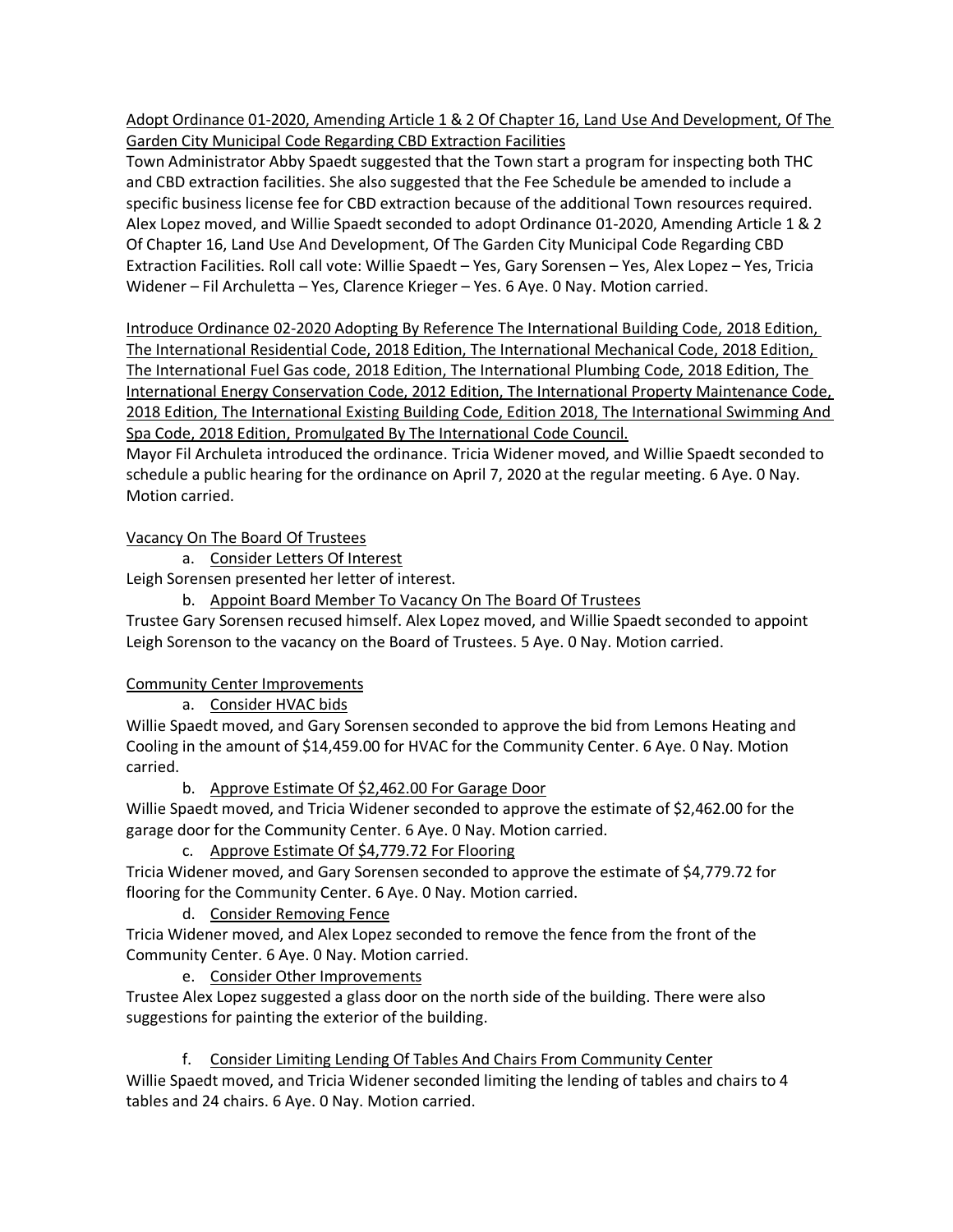Adopt Ordinance 01-2020, Amending Article 1 & 2 Of Chapter 16, Land Use And Development, Of The Garden City Municipal Code Regarding CBD Extraction Facilities

Town Administrator Abby Spaedt suggested that the Town start a program for inspecting both THC and CBD extraction facilities. She also suggested that the Fee Schedule be amended to include a specific business license fee for CBD extraction because of the additional Town resources required. Alex Lopez moved, and Willie Spaedt seconded to adopt Ordinance 01-2020, Amending Article 1 & 2 Of Chapter 16, Land Use And Development, Of The Garden City Municipal Code Regarding CBD Extraction Facilities. Roll call vote: Willie Spaedt – Yes, Gary Sorensen – Yes, Alex Lopez – Yes, Tricia Widener – Fil Archuletta – Yes, Clarence Krieger – Yes. 6 Aye. 0 Nay. Motion carried.

Introduce Ordinance 02-2020 Adopting By Reference The International Building Code, 2018 Edition, The International Residential Code, 2018 Edition, The International Mechanical Code, 2018 Edition, The International Fuel Gas code, 2018 Edition, The International Plumbing Code, 2018 Edition, The International Energy Conservation Code, 2012 Edition, The International Property Maintenance Code, 2018 Edition, The International Existing Building Code, Edition 2018, The International Swimming And Spa Code, 2018 Edition, Promulgated By The International Code Council.

Mayor Fil Archuleta introduced the ordinance. Tricia Widener moved, and Willie Spaedt seconded to schedule a public hearing for the ordinance on April 7, 2020 at the regular meeting. 6 Aye. 0 Nay. Motion carried.

Vacancy On The Board Of Trustees

a. Consider Letters Of Interest

Leigh Sorensen presented her letter of interest.

b. Appoint Board Member To Vacancy On The Board Of Trustees

Trustee Gary Sorensen recused himself. Alex Lopez moved, and Willie Spaedt seconded to appoint Leigh Sorenson to the vacancy on the Board of Trustees. 5 Aye. 0 Nay. Motion carried.

Community Center Improvements

a. Consider HVAC bids

Willie Spaedt moved, and Gary Sorensen seconded to approve the bid from Lemons Heating and Cooling in the amount of $14,459.00 for HVAC for the Community Center. 6 Aye. 0 Nay. Motion carried.

b. Approve Estimate Of $2,462.00 For Garage Door

Willie Spaedt moved, and Tricia Widener seconded to approve the estimate of $2,462.00 for the garage door for the Community Center. 6 Aye. 0 Nay. Motion carried.

c. Approve Estimate Of $4,779.72 For Flooring

Tricia Widener moved, and Gary Sorensen seconded to approve the estimate of $4,779.72 for flooring for the Community Center. 6 Aye. 0 Nay. Motion carried.

d. Consider Removing Fence

Tricia Widener moved, and Alex Lopez seconded to remove the fence from the front of the Community Center. 6 Aye. 0 Nay. Motion carried.

e. Consider Other Improvements

Trustee Alex Lopez suggested a glass door on the north side of the building. There were also suggestions for painting the exterior of the building.

f. Consider Limiting Lending Of Tables And Chairs From Community Center

Willie Spaedt moved, and Tricia Widener seconded limiting the lending of tables and chairs to 4 tables and 24 chairs. 6 Aye. 0 Nay. Motion carried.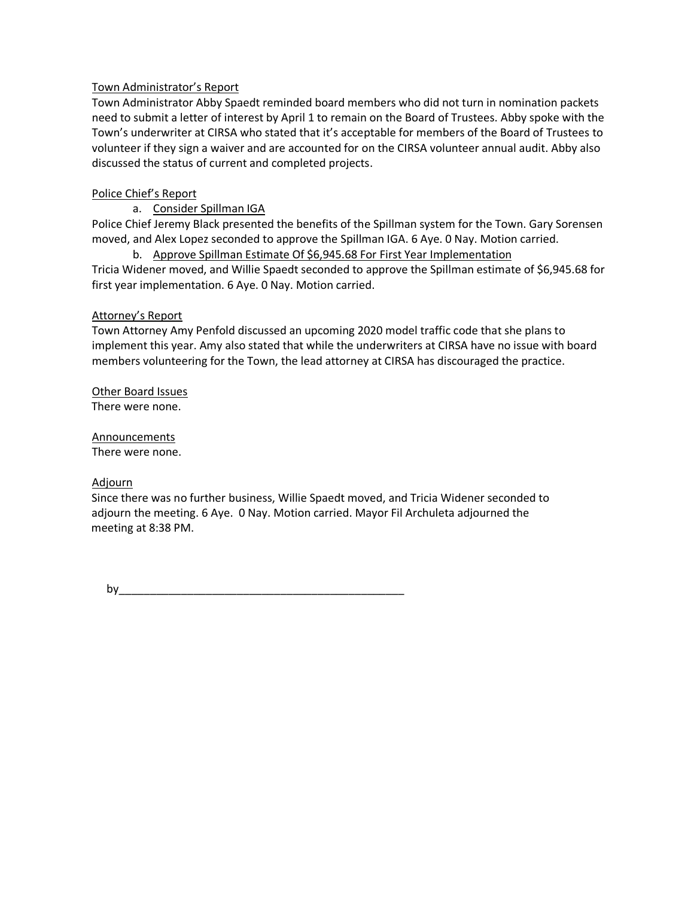Town Administrator's Report

Town Administrator Abby Spaedt reminded board members who did not turn in nomination packets need to submit a letter of interest by April 1 to remain on the Board of Trustees. Abby spoke with the Town's underwriter at CIRSA who stated that it's acceptable for members of the Board of Trustees to volunteer if they sign a waiver and are accounted for on the CIRSA volunteer annual audit. Abby also discussed the status of current and completed projects.

Police Chief's Report

a. Consider Spillman IGA

Police Chief Jeremy Black presented the benefits of the Spillman system for the Town. Gary Sorensen moved, and Alex Lopez seconded to approve the Spillman IGA. 6 Aye. 0 Nay. Motion carried.

b. Approve Spillman Estimate Of $6,945.68 For First Year Implementation

Tricia Widener moved, and Willie Spaedt seconded to approve the Spillman estimate of $6,945.68 for first year implementation. 6 Aye. 0 Nay. Motion carried.

Attorney's Report

Town Attorney Amy Penfold discussed an upcoming 2020 model traffic code that she plans to implement this year. Amy also stated that while the underwriters at CIRSA have no issue with board members volunteering for the Town, the lead attorney at CIRSA has discouraged the practice.

Other Board Issues

There were none.

Announcements

There were none.

Adjourn

Since there was no further business, Willie Spaedt moved, and Tricia Widener seconded to adjourn the meeting. 6 Aye. 0 Nay. Motion carried. Mayor Fil Archuleta adjourned the meeting at 8:38 PM.

by_______________________________________________